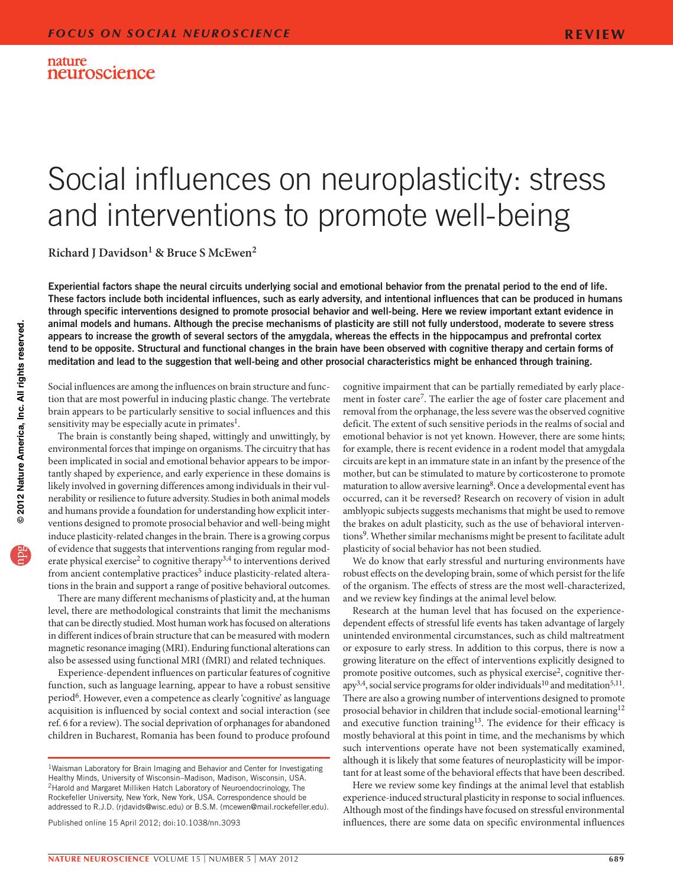# Social influences on neuroplasticity: stress and interventions to promote well-being

**Richard J Davidson[1] & Bruce S McEwen[2]**

**Experiential factors shape the neural circuits underlying social and emotional behavior from the prenatal period to the end of life. These factors include both incidental influences, such as early adversity, and intentional influences that can be produced in humans through specific interventions designed to promote prosocial behavior and well-being. Here we review important extant evidence in animal models and humans. Although the precise mechanisms of plasticity are still not fully understood, moderate to severe stress appears to increase the growth of several sectors of the amygdala, whereas the effects in the hippocampus and prefrontal cortex tend to be opposite. Structural and functional changes in the brain have been observed with cognitive therapy and certain forms of meditation and lead to the suggestion that well-being and other prosocial characteristics might be enhanced through training.**

Social influences are among the influences on brain structure and function that are most powerful in inducing plastic change. The vertebrate brain appears to be particularly sensitive to social influences and this sensitivity may be especially acute in primates[1].

The brain is constantly being shaped, wittingly and unwittingly, by environmental forces that impinge on organisms. The circuitry that has been implicated in social and emotional behavior appears to be importantly shaped by experience, and early experience in these domains is likely involved in governing differences among individuals in their vulnerability or resilience to future adversity. Studies in both animal models and humans provide a foundation for understanding how explicit interventions designed to promote prosocial behavior and well-being might induce plasticity-related changes in the brain. There is a growing corpus of evidence that suggests that interventions ranging from regular moderate physical exercise[2] to cognitive therapy[3,4] to interventions derived from ancient contemplative practices[5] induce plasticity-related alterations in the brain and support a range of positive behavioral outcomes.

There are many different mechanisms of plasticity and, at the human level, there are methodological constraints that limit the mechanisms that can be directly studied. Most human work has focused on alterations in different indices of brain structure that can be measured with modern magnetic resonance imaging (MRI). Enduring functional alterations can also be assessed using functional MRI (fMRI) and related techniques.

Experience-dependent influences on particular features of cognitive function, such as language learning, appear to have a robust sensitive period[6]. However, even a competence as clearly 'cognitive' as language acquisition is influenced by social context and social interaction (see ref. 6 for a review). The social deprivation of orphanages for abandoned children in Bucharest, Romania has been found to produce profound cognitive impairment that can be partially remediated by early placement in foster care[7]. The earlier the age of foster care placement and removal from the orphanage, the less severe was the observed cognitive deficit. The extent of such sensitive periods in the realms of social and emotional behavior is not yet known. However, there are some hints; for example, there is recent evidence in a rodent model that amygdala circuits are kept in an immature state in an infant by the presence of the mother, but can be stimulated to mature by corticosterone to promote maturation to allow aversive learning[8]. Once a developmental event has occurred, can it be reversed? Research on recovery of vision in adult amblyopic subjects suggests mechanisms that might be used to remove the brakes on adult plasticity, such as the use of behavioral interventions[9]. Whether similar mechanisms might be present to facilitate adult plasticity of social behavior has not been studied.

We do know that early stressful and nurturing environments have robust effects on the developing brain, some of which persist for the life of the organism. The effects of stress are the most well-characterized, and we review key findings at the animal level below.

Research at the human level that has focused on the experience-dependent effects of stressful life events has taken advantage of largely unintended environmental circumstances, such as child maltreatment or exposure to early stress. In addition to this corpus, there is now a growing literature on the effect of interventions explicitly designed to promote positive outcomes, such as physical exercise[2], cognitive therapy[3,4], social service programs for older individuals[10] and meditation[5,11]. There are also a growing number of interventions designed to promote prosocial behavior in children that include social-emotional learning[12] and executive function training[13]. The evidence for their efficacy is mostly behavioral at this point in time, and the mechanisms by which such interventions operate have not been systematically examined, although it is likely that some features of neuroplasticity will be important for at least some of the behavioral effects that have been described.

Here we review some key findings at the animal level that establish experience-induced structural plasticity in response to social influences. Although most of the findings have focused on stressful environmental influences, there are some data on specific environmental influences

[1]Waisman Laboratory for Brain Imaging and Behavior and Center for Investigating Healthy Minds, University of Wisconsin–Madison, Madison, Wisconsin, USA. [2]Harold and Margaret Milliken Hatch Laboratory of Neuroendocrinology, The Rockefeller University, New York, New York, USA. Correspondence should be addressed to R.J.D. (rjdavids@wisc.edu) or B.S.M. (mcewen@mail.rockefeller.edu).

Published online 15 April 2012; doi:10.1038/nn.3093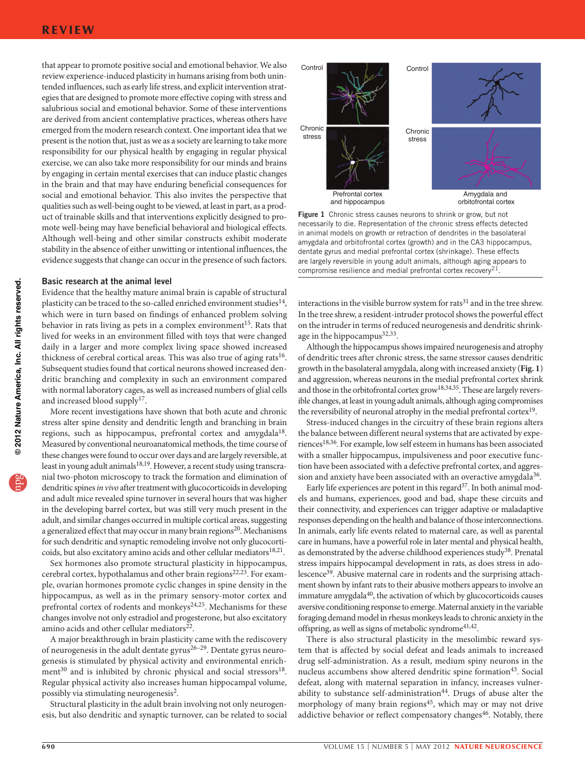that appear to promote positive social and emotional behavior. We also review experience-induced plasticity in humans arising from both unintended influences, such as early life stress, and explicit intervention strategies that are designed to promote more effective coping with stress and salubrious social and emotional behavior. Some of these interventions are derived from ancient contemplative practices, whereas others have emerged from the modern research context. One important idea that we present is the notion that, just as we as a society are learning to take more responsibility for our physical health by engaging in regular physical exercise, we can also take more responsibility for our minds and brains by engaging in certain mental exercises that can induce plastic changes in the brain and that may have enduring beneficial consequences for social and emotional behavior. This also invites the perspective that qualities such as well-being ought to be viewed, at least in part, as a product of trainable skills and that interventions explicitly designed to promote well-being may have beneficial behavioral and biological effects. Although well-being and other similar constructs exhibit moderate stability in the absence of either unwitting or intentional influences, the evidence suggests that change can occur in the presence of such factors.

## Basic research at the animal level

Evidence that the healthy mature animal brain is capable of structural plasticity can be traced to the so-called enriched environment studies[14], which were in turn based on findings of enhanced problem solving behavior in rats living as pets in a complex environment[15]. Rats that lived for weeks in an environment filled with toys that were changed daily in a larger and more complex living space showed increased thickness of cerebral cortical areas. This was also true of aging rats[16]. Subsequent studies found that cortical neurons showed increased dendritic branching and complexity in such an environment compared with normal laboratory cages, as well as increased numbers of glial cells and increased blood supply[17].

More recent investigations have shown that both acute and chronic stress alter spine density and dendritic length and branching in brain regions, such as hippocampus, prefrontal cortex and amygdala[18]. Measured by conventional neuroanatomical methods, the time course of these changes were found to occur over days and are largely reversible, at least in young adult animals[18,19]. However, a recent study using transcranial two-photon microscopy to track the formation and elimination of dendritic spines *in vivo* after treatment with glucocorticoids in developing and adult mice revealed spine turnover in several hours that was higher in the developing barrel cortex, but was still very much present in the adult, and similar changes occurred in multiple cortical areas, suggesting a generalized effect that may occur in many brain regions[20]. Mechanisms for such dendritic and synaptic remodeling involve not only glucocorticoids, but also excitatory amino acids and other cellular mediators[18,21].

Sex hormones also promote structural plasticity in hippocampus, cerebral cortex, hypothalamus and other brain regions[22,23]. For example, ovarian hormones promote cyclic changes in spine density in the hippocampus, as well as in the primary sensory-motor cortex and prefrontal cortex of rodents and monkeys[24,25]. Mechanisms for these changes involve not only estradiol and progesterone, but also excitatory amino acids and other cellular mediators[22].

A major breakthrough in brain plasticity came with the rediscovery of neurogenesis in the adult dentate gyrus[26–29]. Dentate gyrus neurogenesis is stimulated by physical activity and environmental enrichment[30] and is inhibited by chronic physical and social stressors[18]. Regular physical activity also increases human hippocampal volume, possibly via stimulating neurogenesis[2].

Structural plasticity in the adult brain involving not only neurogenesis, but also dendritic and synaptic turnover, can be related to social interactions in the visible burrow system for rats[31] and in the tree shrew. In the tree shrew, a resident-intruder protocol shows the powerful effect on the intruder in terms of reduced neurogenesis and dendritic shrinkage in the hippocampus[32,33].

Control

Chronic stress

Prefrontal cortex and hippocampus

Control

Chronic stress

Amygdala and orbitofrontal cortex

**Figure 1** Chronic stress causes neurons to shrink or grow, but not necessarily to die. Representation of the chronic stress effects detected in animal models on growth or retraction of dendrites in the basolateral amygdala and orbitofrontal cortex (growth) and in the CA3 hippocampus, dentate gyrus and medial prefrontal cortex (shrinkage). These effects are largely reversible in young adult animals, although aging appears to compromise resilience and medial prefrontal cortex recovery[21].

Although the hippocampus shows impaired neurogenesis and atrophy of dendritic trees after chronic stress, the same stressor causes dendritic growth in the basolateral amygdala, along with increased anxiety (**Fig. 1**) and aggression, whereas neurons in the medial prefrontal cortex shrink and those in the orbitofrontal cortex grow[18,34,35]. These are largely reversible changes, at least in young adult animals, although aging compromises the reversibility of neuronal atrophy in the medial prefrontal cortex[19].

Stress-induced changes in the circuitry of these brain regions alters the balance between different neural systems that are activated by experiences[18,36]. For example, low self esteem in humans has been associated with a smaller hippocampus, impulsiveness and poor executive function have been associated with a defective prefrontal cortex, and aggression and anxiety have been associated with an overactive amygdala[36].

Early life experiences are potent in this regard[37]. In both animal models and humans, experiences, good and bad, shape these circuits and their connectivity, and experiences can trigger adaptive or maladaptive responses depending on the health and balance of those interconnections. In animals, early life events related to maternal care, as well as parental care in humans, have a powerful role in later mental and physical health, as demonstrated by the adverse childhood experiences study[38]. Prenatal stress impairs hippocampal development in rats, as does stress in adolescence[39]. Abusive maternal care in rodents and the surprising attachment shown by infant rats to their abusive mothers appears to involve an immature amygdala[40], the activation of which by glucocorticoids causes aversive conditioning response to emerge. Maternal anxiety in the variable foraging demand model in rhesus monkeys leads to chronic anxiety in the offspring, as well as signs of metabolic syndrome[41,42].

There is also structural plasticity in the mesolimbic reward system that is affected by social defeat and leads animals to increased drug self-administration. As a result, medium spiny neurons in the nucleus accumbens show altered dendritic spine formation[43]. Social defeat, along with maternal separation in infancy, increases vulnerability to substance self-administration[44]. Drugs of abuse alter the morphology of many brain regions[45], which may or may not drive addictive behavior or reflect compensatory changes[46]. Notably, there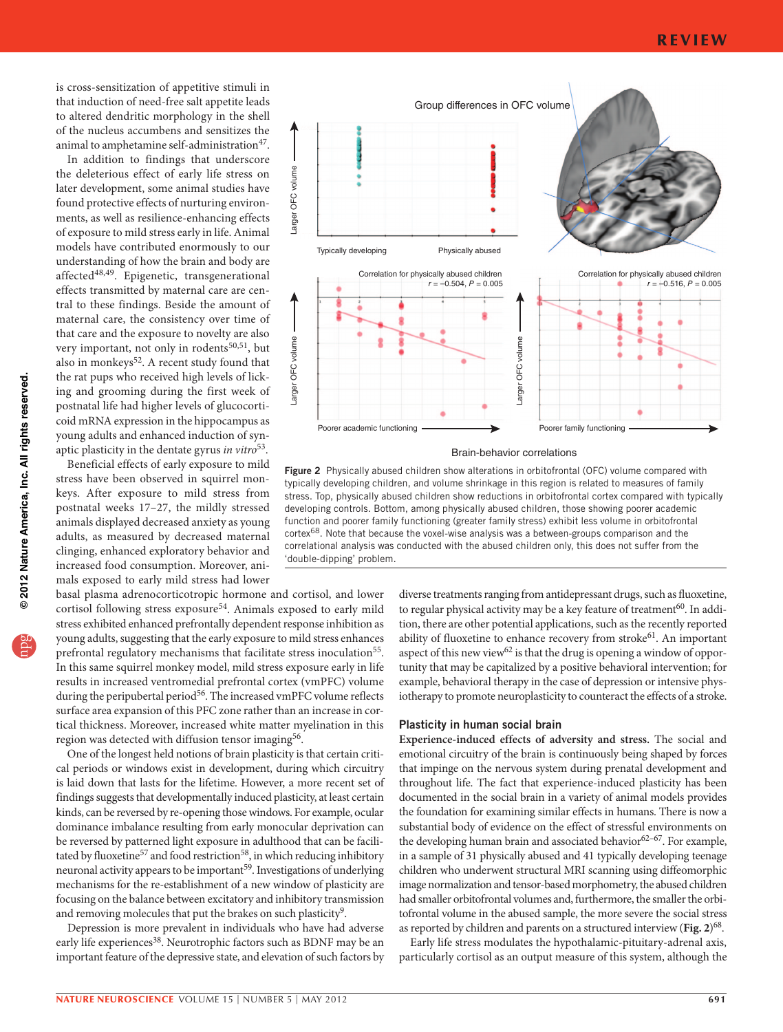is cross-sensitization of appetitive stimuli in that induction of need-free salt appetite leads to altered dendritic morphology in the shell of the nucleus accumbens and sensitizes the animal to amphetamine self-administration[47].

In addition to findings that underscore the deleterious effect of early life stress on later development, some animal studies have found protective effects of nurturing environments, as well as resilience-enhancing effects of exposure to mild stress early in life. Animal models have contributed enormously to our understanding of how the brain and body are affected[48,49]. Epigenetic, transgenerational effects transmitted by maternal care are central to these findings. Beside the amount of maternal care, the consistency over time of that care and the exposure to novelty are also very important, not only in rodents[50,51], but also in monkeys[52]. A recent study found that the rat pups who received high levels of licking and grooming during the first week of postnatal life had higher levels of glucocorticoid mRNA expression in the hippocampus as young adults and enhanced induction of synaptic plasticity in the dentate gyrus *in vitro*[53].

Beneficial effects of early exposure to mild stress have been observed in squirrel monkeys. After exposure to mild stress from postnatal weeks 17–27, the mildly stressed animals displayed decreased anxiety as young adults, as measured by decreased maternal clinging, enhanced exploratory behavior and increased food consumption. Moreover, animals exposed to early mild stress had lower basal plasma adrenocorticotropic hormone and cortisol, and lower cortisol following stress exposure[54]. Animals exposed to early mild stress exhibited enhanced prefrontally dependent response inhibition as young adults, suggesting that the early exposure to mild stress enhances prefrontal regulatory mechanisms that facilitate stress inoculation[55]. In this same squirrel monkey model, mild stress exposure early in life results in increased ventromedial prefrontal cortex (vmPFC) volume during the peripubertal period[56]. The increased vmPFC volume reflects surface area expansion of this PFC zone rather than an increase in cortical thickness. Moreover, increased white matter myelination in this region was detected with diffusion tensor imaging[56].

One of the longest held notions of brain plasticity is that certain critical periods or windows exist in development, during which circuitry is laid down that lasts for the lifetime. However, a more recent set of findings suggests that developmentally induced plasticity, at least certain kinds, can be reversed by re-opening those windows. For example, ocular dominance imbalance resulting from early monocular deprivation can be reversed by patterned light exposure in adulthood that can be facilitated by fluoxetine[57] and food restriction[58], in which reducing inhibitory neuronal activity appears to be important[59]. Investigations of underlying mechanisms for the re-establishment of a new window of plasticity are focusing on the balance between excitatory and inhibitory transmission and removing molecules that put the brakes on such plasticity[9].

Depression is more prevalent in individuals who have had adverse early life experiences[38]. Neurotrophic factors such as BDNF may be an important feature of the depressive state, and elevation of such factors by diverse treatments ranging from antidepressant drugs, such as fluoxetine, to regular physical activity may be a key feature of treatment[60]. In addition, there are other potential applications, such as the recently reported ability of fluoxetine to enhance recovery from stroke[61]. An important aspect of this new view[62] is that the drug is opening a window of opportunity that may be capitalized by a positive behavioral intervention; for example, behavioral therapy in the case of depression or intensive physiotherapy to promote neuroplasticity to counteract the effects of a stroke.

**Figure 2** Physically abused children show alterations in orbitofrontal (OFC) volume compared with typically developing children, and volume shrinkage in this region is related to measures of family stress. Top, physically abused children show reductions in orbitofrontal cortex compared with typically developing controls. Bottom, among physically abused children, those showing poorer academic function and poorer family functioning (greater family stress) exhibit less volume in orbitofrontal cortex[68]. Note that because the voxel-wise analysis was a between-groups comparison and the correlational analysis was conducted with the abused children only, this does not suffer from the 'double-dipping' problem.

## Plasticity in human social brain

**Experience-induced effects of adversity and stress.** The social and emotional circuitry of the brain is continuously being shaped by forces that impinge on the nervous system during prenatal development and throughout life. The fact that experience-induced plasticity has been documented in the social brain in a variety of animal models provides the foundation for examining similar effects in humans. There is now a substantial body of evidence on the effect of stressful environments on the developing human brain and associated behavior[62–67]. For example, in a sample of 31 physically abused and 41 typically developing teenage children who underwent structural MRI scanning using diffeomorphic image normalization and tensor-based morphometry, the abused children had smaller orbitofrontal volumes and, furthermore, the smaller the orbitofrontal volume in the abused sample, the more severe the social stress as reported by children and parents on a structured interview (**Fig. 2**)[68].

Early life stress modulates the hypothalamic-pituitary-adrenal axis, particularly cortisol as an output measure of this system, although the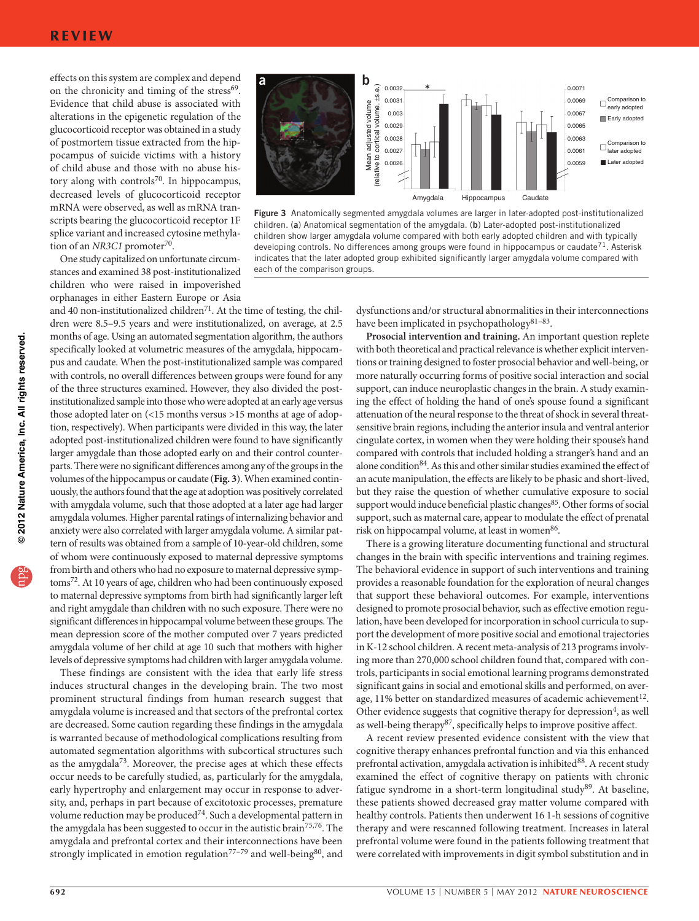effects on this system are complex and depend on the chronicity and timing of the stress[69]. Evidence that child abuse is associated with alterations in the epigenetic regulation of the glucocorticoid receptor was obtained in a study of postmortem tissue extracted from the hippocampus of suicide victims with a history of child abuse and those with no abuse history along with controls[70]. In hippocampus, decreased levels of glucocorticoid receptor mRNA were observed, as well as mRNA transcripts bearing the glucocorticoid receptor 1F splice variant and increased cytosine methylation of the *NR3C1* promoter[70].

One study capitalized on unfortunate circumstances and examined 38 post-institutionalized children who were raised in impoverished orphanages in either Eastern Europe or Asia and 40 non-institutionalized children[71]. At the time of testing, the children were 8.5–9.5 years and were institutionalized, on average, at 2.5 months of age. Using an automated segmentation algorithm, the authors specifically looked at volumetric measures of the amygdala, hippocampus and caudate. When the post-institutionalized sample was compared with controls, no overall differences between groups were found for any of the three structures examined. However, they also divided the post-institutionalized sample into those who were adopted at an early age versus those adopted later on (<15 months versus >15 months at age of adoption, respectively). When participants were divided in this way, the later adopted post-institutionalized children were found to have significantly larger amygdalae than those adopted early on and their control counterparts. There were no significant differences among any of the groups in the volumes of the hippocampus or caudate (**Fig. 3**). When examined continuously, the authors found that the age at adoption was positively correlated with amygdala volume, such that those adopted at a later age had larger amygdala volumes. Higher parental ratings of internalizing behavior and anxiety were also correlated with larger amygdala volume. A similar pattern of results was obtained from a sample of 10-year-old children, some of whom were continuously exposed to maternal depressive symptoms from birth and others who had no exposure to maternal depressive symptoms[72]. At 10 years of age, children who had been continuously exposed to maternal depressive symptoms from birth had significantly larger left and right amygdalae than children with no such exposure. There were no significant differences in hippocampal volume between these groups. The mean depression score of the mother computed over 7 years predicted amygdala volume of her child at age 10 such that mothers with higher levels of depressive symptoms had children with larger amygdala volume.

**Figure 3** Anatomically segmented amygdala volumes are larger in later-adopted post-institutionalized children. (**a**) Anatomical segmentation of the amygdala. (**b**) Later-adopted post-institutionalized children show larger amygdala volume compared with both early adopted children and with typically developing controls. No differences among groups were found in hippocampus or caudate[71]. Asterisk indicates that the later adopted group exhibited significantly larger amygdala volume compared with each of the comparison groups.

These findings are consistent with the idea that early life stress induces structural changes in the developing brain. The two most prominent structural findings from human research suggest that amygdala volume is increased and that sectors of the prefrontal cortex are decreased. Some caution regarding these findings in the amygdala is warranted because of methodological complications resulting from automated segmentation algorithms with subcortical structures such as the amygdala[73]. Moreover, the precise ages at which these effects occur needs to be carefully studied, as, particularly for the amygdala, early hypertrophy and enlargement may occur in response to adversity, and, perhaps in part because of excitotoxic processes, premature volume reduction may be produced[74]. Such a developmental pattern in the amygdala has been suggested to occur in the autistic brain[75,76]. The amygdala and prefrontal cortex and their interconnections have been strongly implicated in emotion regulation[77–79] and well-being[80], and dysfunctions and/or structural abnormalities in their interconnections have been implicated in psychopathology[81–83].

**Prosocial intervention and training.** An important question replete with both theoretical and practical relevance is whether explicit interventions or training designed to foster prosocial behavior and well-being, or more naturally occurring forms of positive social interaction and social support, can induce neuroplastic changes in the brain. A study examining the effect of holding the hand of one's spouse found a significant attenuation of the neural response to the threat of shock in several threat-sensitive brain regions, including the anterior insula and ventral anterior cingulate cortex, in women when they were holding their spouse's hand compared with controls that included holding a stranger's hand and an alone condition[84]. As this and other similar studies examined the effect of an acute manipulation, the effects are likely to be phasic and short-lived, but they raise the question of whether cumulative exposure to social support would induce beneficial plastic changes[85]. Other forms of social support, such as maternal care, appear to modulate the effect of prenatal risk on hippocampal volume, at least in women[86].

There is a growing literature documenting functional and structural changes in the brain with specific interventions and training regimes. The behavioral evidence in support of such interventions and training provides a reasonable foundation for the exploration of neural changes that support these behavioral outcomes. For example, interventions designed to promote prosocial behavior, such as effective emotion regulation, have been developed for incorporation in school curricula to support the development of more positive social and emotional trajectories in K-12 school children. A recent meta-analysis of 213 programs involving more than 270,000 school children found that, compared with controls, participants in social emotional learning programs demonstrated significant gains in social and emotional skills and performed, on average, 11% better on standardized measures of academic achievement[12]. Other evidence suggests that cognitive therapy for depression[4], as well as well-being therapy[87], specifically helps to improve positive affect.

A recent review presented evidence consistent with the view that cognitive therapy enhances prefrontal function and via this enhanced prefrontal activation, amygdala activation is inhibited[88]. A recent study examined the effect of cognitive therapy on patients with chronic fatigue syndrome in a short-term longitudinal study[89]. At baseline, these patients showed decreased gray matter volume compared with healthy controls. Patients then underwent 16 1-h sessions of cognitive therapy and were rescanned following treatment. Increases in lateral prefrontal volume were found in the patients following treatment that were correlated with improvements in digit symbol substitution and in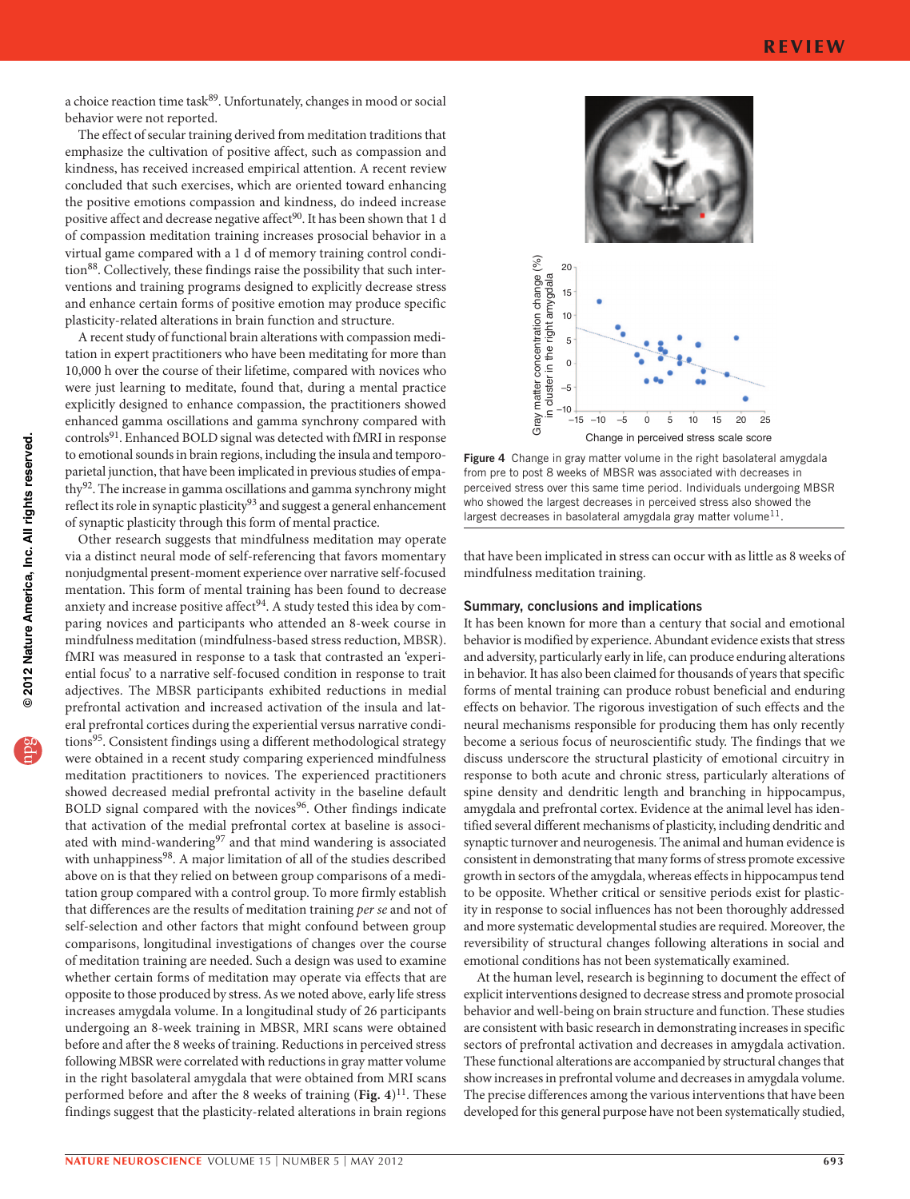a choice reaction time task[89]. Unfortunately, changes in mood or social behavior were not reported.

The effect of secular training derived from meditation traditions that emphasize the cultivation of positive affect, such as compassion and kindness, has received increased empirical attention. A recent review concluded that such exercises, which are oriented toward enhancing the positive emotions compassion and kindness, do indeed increase positive affect and decrease negative affect[90]. It has been shown that 1 d of compassion meditation training increases prosocial behavior in a virtual game compared with a 1 d of memory training control condition[88]. Collectively, these findings raise the possibility that such interventions and training programs designed to explicitly decrease stress and enhance certain forms of positive emotion may produce specific plasticity-related alterations in brain function and structure.

A recent study of functional brain alterations with compassion meditation in expert practitioners who have been meditating for more than 10,000 h over the course of their lifetime, compared with novices who were just learning to meditate, found that, during a mental practice explicitly designed to enhance compassion, the practitioners showed enhanced gamma oscillations and gamma synchrony compared with controls[91]. Enhanced BOLD signal was detected with fMRI in response to emotional sounds in brain regions, including the insula and temporo-parietal junction, that have been implicated in previous studies of empathy[92]. The increase in gamma oscillations and gamma synchrony might reflect its role in synaptic plasticity[93] and suggest a general enhancement of synaptic plasticity through this form of mental practice.

Other research suggests that mindfulness meditation may operate via a distinct neural mode of self-referencing that favors momentary nonjudgmental present-moment experience over narrative self-focused mentation. This form of mental training has been found to decrease anxiety and increase positive affect[94]. A study tested this idea by comparing novices and participants who attended an 8-week course in mindfulness meditation (mindfulness-based stress reduction, MBSR). fMRI was measured in response to a task that contrasted an 'experiential focus' to a narrative self-focused condition in response to trait adjectives. The MBSR participants exhibited reductions in medial prefrontal activation and increased activation of the insula and lateral prefrontal cortices during the experiential versus narrative conditions[95]. Consistent findings using a different methodological strategy were obtained in a recent study comparing experienced mindfulness meditation practitioners to novices. The experienced practitioners showed decreased medial prefrontal activity in the baseline default BOLD signal compared with the novices[96]. Other findings indicate that activation of the medial prefrontal cortex at baseline is associated with mind-wandering[97] and that mind wandering is associated with unhappiness[98]. A major limitation of all of the studies described above on is that they relied on between group comparisons of a meditation group compared with a control group. To more firmly establish that differences are the results of meditation training *per se* and not of self-selection and other factors that might confound between group comparisons, longitudinal investigations of changes over the course of meditation training are needed. Such a design was used to examine whether certain forms of meditation may operate via effects that are opposite to those produced by stress. As we noted above, early life stress increases amygdala volume. In a longitudinal study of 26 participants undergoing an 8-week training in MBSR, MRI scans were obtained before and after the 8 weeks of training. Reductions in perceived stress following MBSR were correlated with reductions in gray matter volume in the right basolateral amygdala that were obtained from MRI scans performed before and after the 8 weeks of training (**Fig. 4**)[11]. These findings suggest that the plasticity-related alterations in brain regions that have been implicated in stress can occur with as little as 8 weeks of mindfulness meditation training.

Gray matter concentration change (%) in cluster in the right amygdala

20
15
10
5
0
−5
−10

−15 −10 −5 0 5 10 15 20 25

Change in perceived stress scale score

**Figure 4** Change in gray matter volume in the right basolateral amygdala from pre to post 8 weeks of MBSR was associated with decreases in perceived stress over this same time period. Individuals undergoing MBSR who showed the largest decreases in perceived stress also showed the largest decreases in basolateral amygdala gray matter volume[11].

## Summary, conclusions and implications

It has been known for more than a century that social and emotional behavior is modified by experience. Abundant evidence exists that stress and adversity, particularly early in life, can produce enduring alterations in behavior. It has also been claimed for thousands of years that specific forms of mental training can produce robust beneficial and enduring effects on behavior. The rigorous investigation of such effects and the neural mechanisms responsible for producing them has only recently become a serious focus of neuroscientific study. The findings that we discuss underscore the structural plasticity of emotional circuitry in response to both acute and chronic stress, particularly alterations of spine density and dendritic length and branching in hippocampus, amygdala and prefrontal cortex. Evidence at the animal level has identified several different mechanisms of plasticity, including dendritic and synaptic turnover and neurogenesis. The animal and human evidence is consistent in demonstrating that many forms of stress promote excessive growth in sectors of the amygdala, whereas effects in hippocampus tend to be opposite. Whether critical or sensitive periods exist for plasticity in response to social influences has not been thoroughly addressed and more systematic developmental studies are required. Moreover, the reversibility of structural changes following alterations in social and emotional conditions has not been systematically examined.

At the human level, research is beginning to document the effect of explicit interventions designed to decrease stress and promote prosocial behavior and well-being on brain structure and function. These studies are consistent with basic research in demonstrating increases in specific sectors of prefrontal activation and decreases in amygdala activation. These functional alterations are accompanied by structural changes that show increases in prefrontal volume and decreases in amygdala volume. The precise differences among the various interventions that have been developed for this general purpose have not been systematically studied,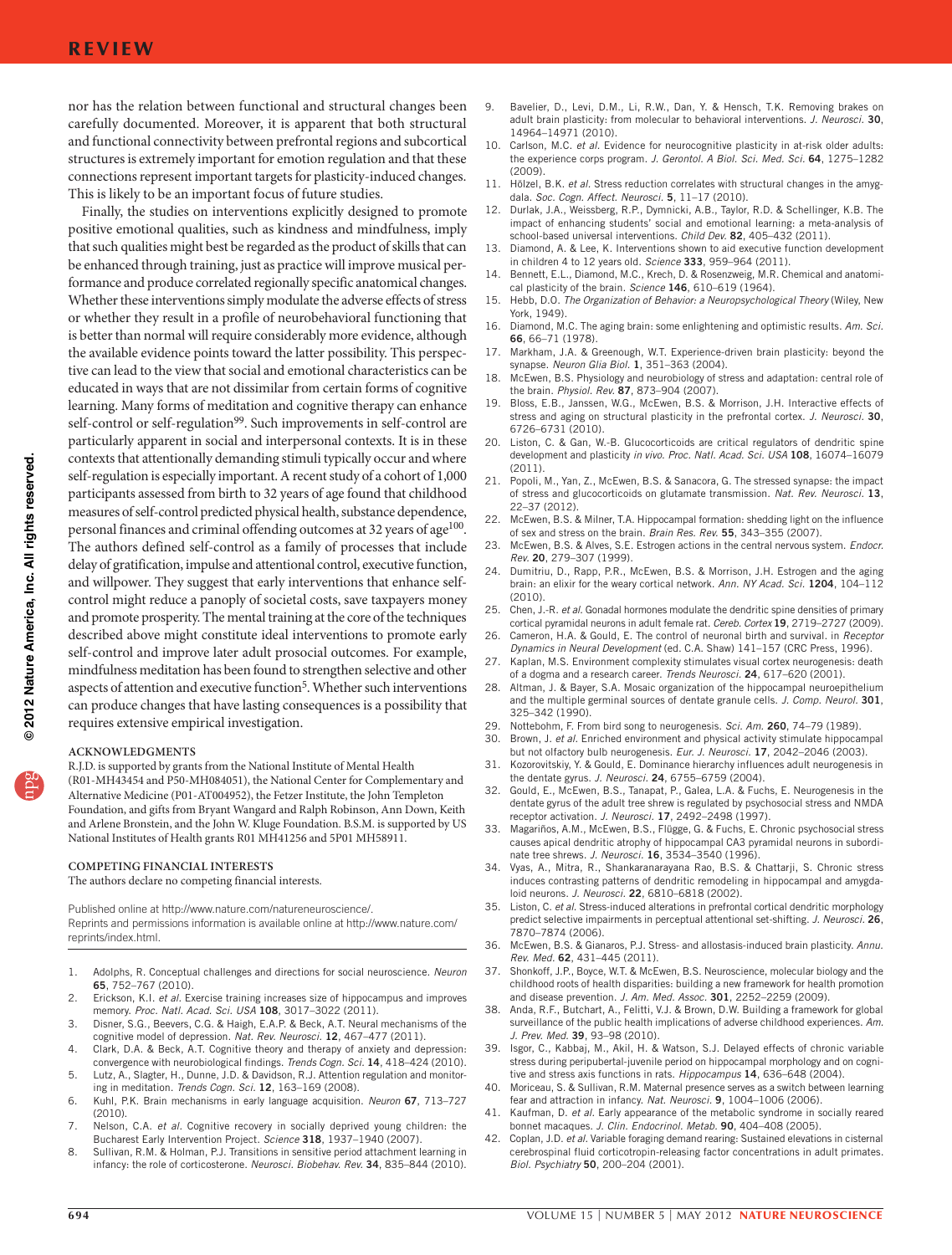nor has the relation between functional and structural changes been carefully documented. Moreover, it is apparent that both structural and functional connectivity between prefrontal regions and subcortical structures is extremely important for emotion regulation and that these connections represent important targets for plasticity-induced changes. This is likely to be an important focus of future studies.

Finally, the studies on interventions explicitly designed to promote positive emotional qualities, such as kindness and mindfulness, imply that such qualities might best be regarded as the product of skills that can be enhanced through training, just as practice will improve musical performance and produce correlated regionally specific anatomical changes. Whether these interventions simply modulate the adverse effects of stress or whether they result in a profile of neurobehavioral functioning that is better than normal will require considerably more evidence, although the available evidence points toward the latter possibility. This perspective can lead to the view that social and emotional characteristics can be educated in ways that are not dissimilar from certain forms of cognitive learning. Many forms of meditation and cognitive therapy can enhance self-control or self-regulation[99]. Such improvements in self-control are particularly apparent in social and interpersonal contexts. It is in these contexts that attentionally demanding stimuli typically occur and where self-regulation is especially important. A recent study of a cohort of 1,000 participants assessed from birth to 32 years of age found that childhood measures of self-control predicted physical health, substance dependence, personal finances and criminal offending outcomes at 32 years of age[100]. The authors defined self-control as a family of processes that include delay of gratification, impulse and attentional control, executive function, and willpower. They suggest that early interventions that enhance self-control might reduce a panoply of societal costs, save taxpayers money and promote prosperity. The mental training at the core of the techniques described above might constitute ideal interventions to promote early self-control and improve later adult prosocial outcomes. For example, mindfulness meditation has been found to strengthen selective and other aspects of attention and executive function[5]. Whether such interventions can produce changes that have lasting consequences is a possibility that requires extensive empirical investigation.

#### ACKNOWLEDGMENTS

R.J.D. is supported by grants from the National Institute of Mental Health (R01-MH43454 and P50-MH084051), the National Center for Complementary and Alternative Medicine (P01-AT004952), the Fetzer Institute, the John Templeton Foundation, and gifts from Bryant Wangard and Ralph Robinson, Ann Down, Keith and Arlene Bronstein, and the John W. Kluge Foundation. B.S.M. is supported by US National Institutes of Health grants R01 MH41256 and 5P01 MH58911.

#### COMPETING FINANCIAL INTERESTS

The authors declare no competing financial interests.

Published online at http://www.nature.com/natureneuroscience/.
Reprints and permissions information is available online at http://www.nature.com/reprints/index.html.

1. Adolphs, R. Conceptual challenges and directions for social neuroscience. *Neuron* **65**, 752–767 (2010).
2. Erickson, K.I. *et al.* Exercise training increases size of hippocampus and improves memory. *Proc. Natl. Acad. Sci. USA* **108**, 3017–3022 (2011).
3. Disner, S.G., Beevers, C.G. & Haigh, E.A.P. & Beck, A.T. Neural mechanisms of the cognitive model of depression. *Nat. Rev. Neurosci.* **12**, 467–477 (2011).
4. Clark, D.A. & Beck, A.T. Cognitive theory and therapy of anxiety and depression: convergence with neurobiological findings. *Trends Cogn. Sci.* **14**, 418–424 (2010).
5. Lutz, A., Slagter, H., Dunne, J.D. & Davidson, R.J. Attention regulation and monitoring in meditation. *Trends Cogn. Sci.* **12**, 163–169 (2008).
6. Kuhl, P.K. Brain mechanisms in early language acquisition. *Neuron* **67**, 713–727 (2010).
7. Nelson, C.A. *et al.* Cognitive recovery in socially deprived young children: the Bucharest Early Intervention Project. *Science* **318**, 1937–1940 (2007).
8. Sullivan, R.M. & Holman, P.J. Transitions in sensitive period attachment learning in infancy: the role of corticosterone. *Neurosci. Biobehav. Rev.* **34**, 835–844 (2010).
9. Bavelier, D., Levi, D.M., Li, R.W., Dan, Y. & Hensch, T.K. Removing brakes on adult brain plasticity: from molecular to behavioral interventions. *J. Neurosci.* **30**, 14964–14971 (2010).
10. Carlson, M.C. *et al.* Evidence for neurocognitive plasticity in at-risk older adults: the experience corps program. *J. Gerontol. A Biol. Sci. Med. Sci.* **64**, 1275–1282 (2009).
11. Hölzel, B.K. *et al.* Stress reduction correlates with structural changes in the amygdala. *Soc. Cogn. Affect. Neurosci.* **5**, 11–17 (2010).
12. Durlak, J.A., Weissberg, R.P., Dymnicki, A.B., Taylor, R.D. & Schellinger, K.B. The impact of enhancing students' social and emotional learning: a meta-analysis of school-based universal interventions. *Child Dev.* **82**, 405–432 (2011).
13. Diamond, A. & Lee, K. Interventions shown to aid executive function development in children 4 to 12 years old. *Science* **333**, 959–964 (2011).
14. Bennett, E.L., Diamond, M.C., Krech, D. & Rosenzweig, M.R. Chemical and anatomical plasticity of the brain. *Science* **146**, 610–619 (1964).
15. Hebb, D.O. *The Organization of Behavior: a Neuropsychological Theory* (Wiley, New York, 1949).
16. Diamond, M.C. The aging brain: some enlightening and optimistic results. *Am. Sci.* **66**, 66–71 (1978).
17. Markham, J.A. & Greenough, W.T. Experience-driven brain plasticity: beyond the synapse. *Neuron Glia Biol.* **1**, 351–363 (2004).
18. McEwen, B.S. Physiology and neurobiology of stress and adaptation: central role of the brain. *Physiol. Rev.* **87**, 873–904 (2007).
19. Bloss, E.B., Janssen, W.G., McEwen, B.S. & Morrison, J.H. Interactive effects of stress and aging on structural plasticity in the prefrontal cortex. *J. Neurosci.* **30**, 6726–6731 (2010).
20. Liston, C. & Gan, W.-B. Glucocorticoids are critical regulators of dendritic spine development and plasticity *in vivo*. *Proc. Natl. Acad. Sci. USA* **108**, 16074–16079 (2011).
21. Popoli, M., Yan, Z., McEwen, B.S. & Sanacora, G. The stressed synapse: the impact of stress and glucocorticoids on glutamate transmission. *Nat. Rev. Neurosci.* **13**, 22–37 (2012).
22. McEwen, B.S. & Milner, T.A. Hippocampal formation: shedding light on the influence of sex and stress on the brain. *Brain Res. Rev.* **55**, 343–355 (2007).
23. McEwen, B.S. & Alves, S.E. Estrogen actions in the central nervous system. *Endocr. Rev.* **20**, 279–307 (1999).
24. Dumitriu, D., Rapp, P.R., McEwen, B.S. & Morrison, J.H. Estrogen and the aging brain: an elixir for the weary cortical network. *Ann. NY Acad. Sci.* **1204**, 104–112 (2010).
25. Chen, J.-R. *et al.* Gonadal hormones modulate the dendritic spine densities of primary cortical pyramidal neurons in adult female rat. *Cereb. Cortex* **19**, 2719–2727 (2009).
26. Cameron, H.A. & Gould, E. The control of neuronal birth and survival. in *Receptor Dynamics in Neural Development* (ed. C.A. Shaw) 141–157 (CRC Press, 1996).
27. Kaplan, M.S. Environment complexity stimulates visual cortex neurogenesis: death of a dogma and a research career. *Trends Neurosci.* **24**, 617–620 (2001).
28. Altman, J. & Bayer, S.A. Mosaic organization of the hippocampal neuroepithelium and the multiple germinal sources of dentate granule cells. *J. Comp. Neurol.* **301**, 325–342 (1990).
29. Nottebohm, F. From bird song to neurogenesis. *Sci. Am.* **260**, 74–79 (1989).
30. Brown, J. *et al.* Enriched environment and physical activity stimulate hippocampal but not olfactory bulb neurogenesis. *Eur. J. Neurosci.* **17**, 2042–2046 (2003).
31. Kozorovitskiy, Y. & Gould, E. Dominance hierarchy influences adult neurogenesis in the dentate gyrus. *J. Neurosci.* **24**, 6755–6759 (2004).
32. Gould, E., McEwen, B.S., Tanapat, P., Galea, L.A. & Fuchs, E. Neurogenesis in the dentate gyrus of the adult tree shrew is regulated by psychosocial stress and NMDA receptor activation. *J. Neurosci.* **17**, 2492–2498 (1997).
33. Magariños, A.M., McEwen, B.S., Flügge, G. & Fuchs, E. Chronic psychosocial stress causes apical dendritic atrophy of hippocampal CA3 pyramidal neurons in subordinate tree shrews. *J. Neurosci.* **16**, 3534–3540 (1996).
34. Vyas, A., Mitra, R., Shankaranarayana Rao, B.S. & Chattarji, S. Chronic stress induces contrasting patterns of dendritic remodeling in hippocampal and amygdaloid neurons. *J. Neurosci.* **22**, 6810–6818 (2002).
35. Liston, C. *et al.* Stress-induced alterations in prefrontal cortical dendritic morphology predict selective impairments in perceptual attentional set-shifting. *J. Neurosci.* **26**, 7870–7874 (2006).
36. McEwen, B.S. & Gianaros, P.J. Stress- and allostasis-induced brain plasticity. *Annu. Rev. Med.* **62**, 431–445 (2011).
37. Shonkoff, J.P., Boyce, W.T. & McEwen, B.S. Neuroscience, molecular biology and the childhood roots of health disparities: building a new framework for health promotion and disease prevention. *J. Am. Med. Assoc.* **301**, 2252–2259 (2009).
38. Anda, R.F., Butchart, A., Felitti, V.J. & Brown, D.W. Building a framework for global surveillance of the public health implications of adverse childhood experiences. *Am. J. Prev. Med.* **39**, 93–98 (2010).
39. Isgor, C., Kabbaj, M., Akil, H. & Watson, S.J. Delayed effects of chronic variable stress during peripubertal-juvenile period on hippocampal morphology and on cognitive and stress axis functions in rats. *Hippocampus* **14**, 636–648 (2004).
40. Moriceau, S. & Sullivan, R.M. Maternal presence serves as a switch between learning fear and attraction in infancy. *Nat. Neurosci.* **9**, 1004–1006 (2006).
41. Kaufman, D. *et al.* Early appearance of the metabolic syndrome in socially reared bonnet macaques. *J. Clin. Endocrinol. Metab.* **90**, 404–408 (2005).
42. Coplan, J.D. *et al.* Variable foraging demand rearing: Sustained elevations in cisternal cerebrospinal fluid corticotropin-releasing factor concentrations in adult primates. *Biol. Psychiatry* **50**, 200–204 (2001).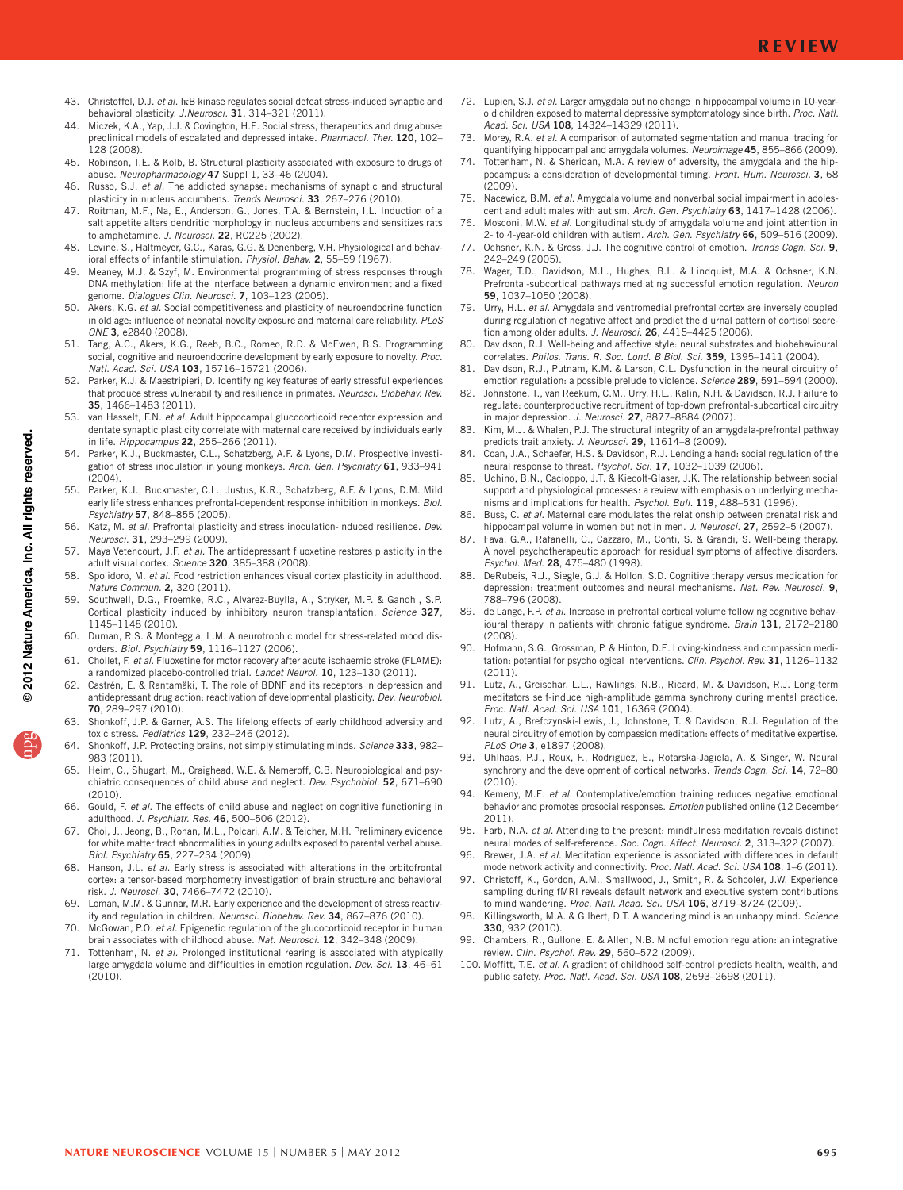43. Christoffel, D.J. *et al.* IκB kinase regulates social defeat stress-induced synaptic and behavioral plasticity. *J.Neurosci.* **31**, 314–321 (2011).
44. Miczek, K.A., Yap, J.J. & Covington, H.E. Social stress, therapeutics and drug abuse: preclinical models of escalated and depressed intake. *Pharmacol. Ther.* **120**, 102–128 (2008).
45. Robinson, T.E. & Kolb, B. Structural plasticity associated with exposure to drugs of abuse. *Neuropharmacology* **47** Suppl 1, 33–46 (2004).
46. Russo, S.J. *et al.* The addicted synapse: mechanisms of synaptic and structural plasticity in nucleus accumbens. *Trends Neurosci.* **33**, 267–276 (2010).
47. Roitman, M.F., Na, E., Anderson, G., Jones, T.A. & Bernstein, I.L. Induction of a salt appetite alters dendritic morphology in nucleus accumbens and sensitizes rats to amphetamine. *J. Neurosci.* **22**, RC225 (2002).
48. Levine, S., Haltmeyer, G.C., Karas, G.G. & Denenberg, V.H. Physiological and behavioral effects of infantile stimulation. *Physiol. Behav.* **2**, 55–59 (1967).
49. Meaney, M.J. & Szyf, M. Environmental programming of stress responses through DNA methylation: life at the interface between a dynamic environment and a fixed genome. *Dialogues Clin. Neurosci.* **7**, 103–123 (2005).
50. Akers, K.G. *et al.* Social competitiveness and plasticity of neuroendocrine function in old age: influence of neonatal novelty exposure and maternal care reliability. *PLoS ONE* **3**, e2840 (2008).
51. Tang, A.C., Akers, K.G., Reeb, B.C., Romeo, R.D. & McEwen, B.S. Programming social, cognitive and neuroendocrine development by early exposure to novelty. *Proc. Natl. Acad. Sci. USA* **103**, 15716–15721 (2006).
52. Parker, K.J. & Maestripieri, D. Identifying key features of early stressful experiences that produce stress vulnerability and resilience in primates. *Neurosci. Biobehav. Rev.* **35**, 1466–1483 (2011).
53. van Hasselt, F.N. *et al.* Adult hippocampal glucocorticoid receptor expression and dentate synaptic plasticity correlate with maternal care received by individuals early in life. *Hippocampus* **22**, 255–266 (2011).
54. Parker, K.J., Buckmaster, C.L., Schatzberg, A.F. & Lyons, D.M. Prospective investigation of stress inoculation in young monkeys. *Arch. Gen. Psychiatry* **61**, 933–941 (2004).
55. Parker, K.J., Buckmaster, C.L., Justus, K.R., Schatzberg, A.F. & Lyons, D.M. Mild early life stress enhances prefrontal-dependent response inhibition in monkeys. *Biol. Psychiatry* **57**, 848–855 (2005).
56. Katz, M. *et al.* Prefrontal plasticity and stress inoculation-induced resilience. *Dev. Neurosci.* **31**, 293–299 (2009).
57. Maya Vetencourt, J.F. *et al.* The antidepressant fluoxetine restores plasticity in the adult visual cortex. *Science* **320**, 385–388 (2008).
58. Spolidoro, M. *et al.* Food restriction enhances visual cortex plasticity in adulthood. *Nature Commun.* **2**, 320 (2011).
59. Southwell, D.G., Froemke, R.C., Alvarez-Buylla, A., Stryker, M.P. & Gandhi, S.P. Cortical plasticity induced by inhibitory neuron transplantation. *Science* **327**, 1145–1148 (2010).
60. Duman, R.S. & Monteggia, L.M. A neurotrophic model for stress-related mood disorders. *Biol. Psychiatry* **59**, 1116–1127 (2006).
61. Chollet, F. *et al.* Fluoxetine for motor recovery after acute ischaemic stroke (FLAME): a randomized placebo-controlled trial. *Lancet Neurol.* **10**, 123–130 (2011).
62. Castrén, E. & Rantamäki, T. The role of BDNF and its receptors in depression and antidepressant drug action: reactivation of developmental plasticity. *Dev. Neurobiol.* **70**, 289–297 (2010).
63. Shonkoff, J.P. & Garner, A.S. The lifelong effects of early childhood adversity and toxic stress. *Pediatrics* **129**, 232–246 (2012).
64. Shonkoff, J.P. Protecting brains, not simply stimulating minds. *Science* **333**, 982–983 (2011).
65. Heim, C., Shugart, M., Craighead, W.E. & Nemeroff, C.B. Neurobiological and psychiatric consequences of child abuse and neglect. *Dev. Psychobiol.* **52**, 671–690 (2010).
66. Gould, F. *et al.* The effects of child abuse and neglect on cognitive functioning in adulthood. *J. Psychiatr. Res.* **46**, 500–506 (2012).
67. Choi, J., Jeong, B., Rohan, M.L., Polcari, A.M. & Teicher, M.H. Preliminary evidence for white matter tract abnormalities in young adults exposed to parental verbal abuse. *Biol. Psychiatry* **65**, 227–234 (2009).
68. Hanson, J.L. *et al.* Early stress is associated with alterations in the orbitofrontal cortex: a tensor-based morphometry investigation of brain structure and behavioral risk. *J. Neurosci.* **30**, 7466–7472 (2010).
69. Loman, M.M. & Gunnar, M.R. Early experience and the development of stress reactivity and regulation in children. *Neurosci. Biobehav. Rev.* **34**, 867–876 (2010).
70. McGowan, P.O. *et al.* Epigenetic regulation of the glucocorticoid receptor in human brain associates with childhood abuse. *Nat. Neurosci.* **12**, 342–348 (2009).
71. Tottenham, N. *et al.* Prolonged institutional rearing is associated with atypically large amygdala volume and difficulties in emotion regulation. *Dev. Sci.* **13**, 46–61 (2010).
72. Lupien, S.J. *et al.* Larger amygdala but no change in hippocampal volume in 10-year-old children exposed to maternal depressive symptomatology since birth. *Proc. Natl. Acad. Sci. USA* **108**, 14324–14329 (2011).
73. Morey, R.A. *et al.* A comparison of automated segmentation and manual tracing for quantifying hippocampal and amygdala volumes. *Neuroimage* **45**, 855–866 (2009).
74. Tottenham, N. & Sheridan, M.A. A review of adversity, the amygdala and the hippocampus: a consideration of developmental timing. *Front. Hum. Neurosci.* **3**, 68 (2009).
75. Nacewicz, B.M. *et al.* Amygdala volume and nonverbal social impairment in adolescent and adult males with autism. *Arch. Gen. Psychiatry* **63**, 1417–1428 (2006).
76. Mosconi, M.W. *et al.* Longitudinal study of amygdala volume and joint attention in 2- to 4-year-old children with autism. *Arch. Gen. Psychiatry* **66**, 509–516 (2009).
77. Ochsner, K.N. & Gross, J.J. The cognitive control of emotion. *Trends Cogn. Sci.* **9**, 242–249 (2005).
78. Wager, T.D., Davidson, M.L., Hughes, B.L. & Lindquist, M.A. & Ochsner, K.N. Prefrontal-subcortical pathways mediating successful emotion regulation. *Neuron* **59**, 1037–1050 (2008).
79. Urry, H.L. *et al.* Amygdala and ventromedial prefrontal cortex are inversely coupled during regulation of negative affect and predict the diurnal pattern of cortisol secretion among older adults. *J. Neurosci.* **26**, 4415–4425 (2006).
80. Davidson, R.J. Well-being and affective style: neural substrates and biobehavioural correlates. *Philos. Trans. R. Soc. Lond. B Biol. Sci.* **359**, 1395–1411 (2004).
81. Davidson, R.J., Putnam, K.M. & Larson, C.L. Dysfunction in the neural circuitry of emotion regulation: a possible prelude to violence. *Science* **289**, 591–594 (2000).
82. Johnstone, T., van Reekum, C.M., Urry, H.L., Kalin, N.H. & Davidson, R.J. Failure to regulate: counterproductive recruitment of top-down prefrontal-subcortical circuitry in major depression. *J. Neurosci.* **27**, 8877–8884 (2007).
83. Kim, M.J. & Whalen, P.J. The structural integrity of an amygdala-prefrontal pathway predicts trait anxiety. *J. Neurosci.* **29**, 11614–8 (2009).
84. Coan, J.A., Schaefer, H.S. & Davidson, R.J. Lending a hand: social regulation of the neural response to threat. *Psychol. Sci.* **17**, 1032–1039 (2006).
85. Uchino, B.N., Cacioppo, J.T. & Kiecolt-Glaser, J.K. The relationship between social support and physiological processes: a review with emphasis on underlying mechanisms and implications for health. *Psychol. Bull.* **119**, 488–531 (1996).
86. Buss, C. *et al.* Maternal care modulates the relationship between prenatal risk and hippocampal volume in women but not in men. *J. Neurosci.* **27**, 2592–5 (2007).
87. Fava, G.A., Rafanelli, C., Cazzaro, M., Conti, S. & Grandi, S. Well-being therapy. A novel psychotherapeutic approach for residual symptoms of affective disorders. *Psychol. Med.* **28**, 475–480 (1998).
88. DeRubeis, R.J., Siegle, G.J. & Hollon, S.D. Cognitive therapy versus medication for depression: treatment outcomes and neural mechanisms. *Nat. Rev. Neurosci.* **9**, 788–796 (2008).
89. de Lange, F.P. *et al.* Increase in prefrontal cortical volume following cognitive behavioural therapy in patients with chronic fatigue syndrome. *Brain* **131**, 2172–2180 (2008).
90. Hofmann, S.G., Grossman, P. & Hinton, D.E. Loving-kindness and compassion meditation: potential for psychological interventions. *Clin. Psychol. Rev.* **31**, 1126–1132 (2011).
91. Lutz, A., Greischar, L.L., Rawlings, N.B., Ricard, M. & Davidson, R.J. Long-term meditators self-induce high-amplitude gamma synchrony during mental practice. *Proc. Natl. Acad. Sci. USA* **101**, 16369 (2004).
92. Lutz, A., Brefczynski-Lewis, J., Johnstone, T. & Davidson, R.J. Regulation of the neural circuitry of emotion by compassion meditation: effects of meditative expertise. *PLoS One* **3**, e1897 (2008).
93. Uhlhaas, P.J., Roux, F., Rodriguez, E., Rotarska-Jagiela, A. & Singer, W. Neural synchrony and the development of cortical networks. *Trends Cogn. Sci.* **14**, 72–80 (2010).
94. Kemeny, M.E. *et al.* Contemplative/emotion training reduces negative emotional behavior and promotes prosocial responses. *Emotion* published online (12 December 2011).
95. Farb, N.A. *et al.* Attending to the present: mindfulness meditation reveals distinct neural modes of self-reference. *Soc. Cogn. Affect. Neurosci.* **2**, 313–322 (2007).
96. Brewer, J.A. *et al.* Meditation experience is associated with differences in default mode network activity and connectivity. *Proc. Natl. Acad. Sci. USA* **108**, 1–6 (2011).
97. Christoff, K., Gordon, A.M., Smallwood, J., Smith, R. & Schooler, J.W. Experience sampling during fMRI reveals default network and executive system contributions to mind wandering. *Proc. Natl. Acad. Sci. USA* **106**, 8719–8724 (2009).
98. Killingsworth, M.A. & Gilbert, D.T. A wandering mind is an unhappy mind. *Science* **330**, 932 (2010).
99. Chambers, R., Gullone, E. & Allen, N.B. Mindful emotion regulation: an integrative review. *Clin. Psychol. Rev.* **29**, 560–572 (2009).
100. Moffitt, T.E. *et al.* A gradient of childhood self-control predicts health, wealth, and public safety. *Proc. Natl. Acad. Sci. USA* **108**, 2693–2698 (2011).